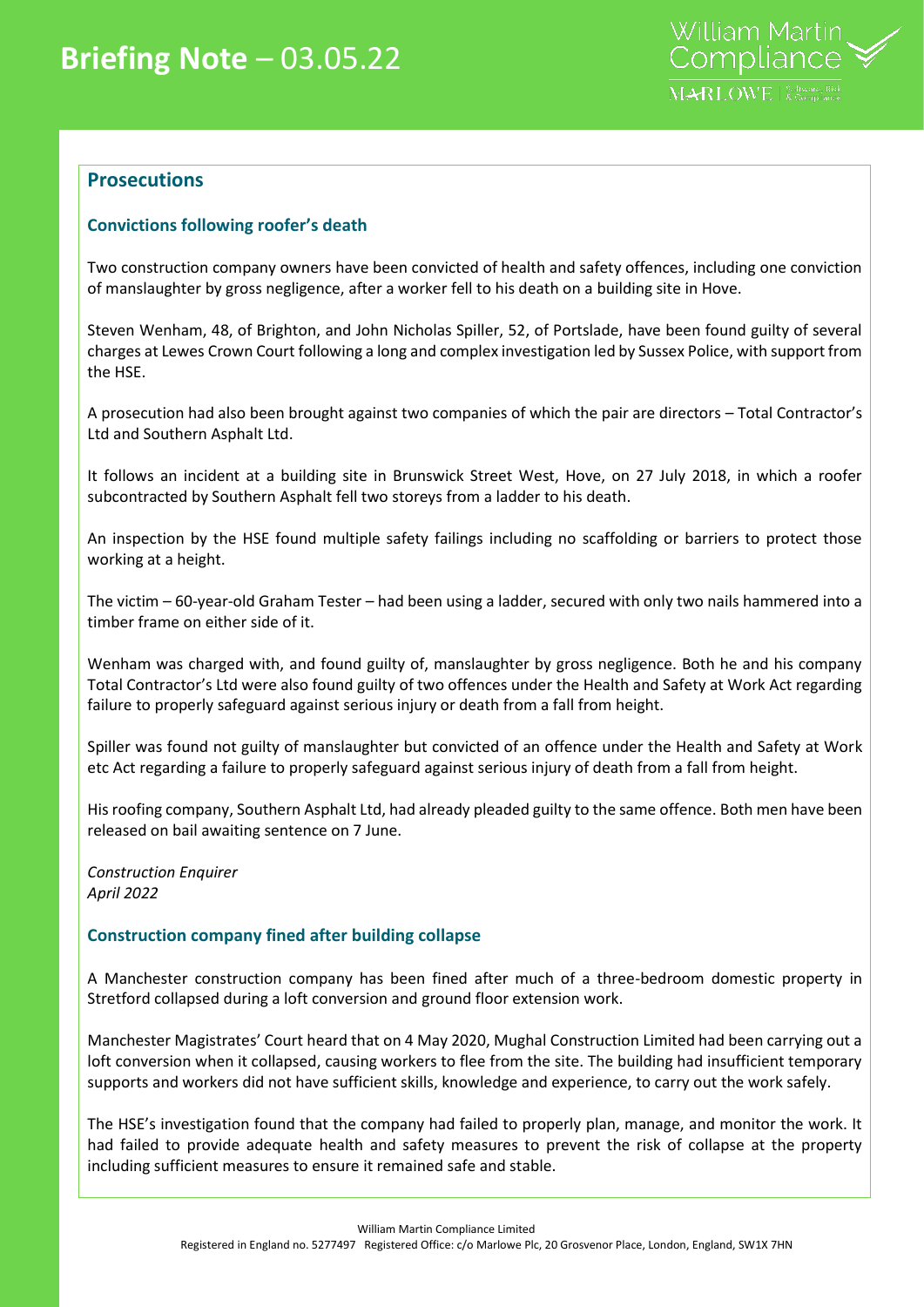# Briefing Note – 03.05.22

## Prosecutions

### Convictions following roofer's death

Two construction company owners have been convicted of health and safety offences, including one conviction of manslaughter by gross negligence, after a worker fell to his death on a building site in Hove.

Steven Wenham, 48, of Brighton, and John Nicholas Spiller, 52, of Portslade, have been found guilty of several charges at Lewes Crown Court following a long and complex investigation led by Sussex Police, with support from the HSE.

A prosecution had also been brought against two companies of which the pair are directors – Total Contractor's Ltd and Southern Asphalt Ltd.

It follows an incident at a building site in Brunswick Street West, Hove, on 27 July 2018, in which a roofer subcontracted by Southern Asphalt fell two storeys from a ladder to his death.

An inspection by the HSE found multiple safety failings including no scaffolding or barriers to protect those working at a height.

The victim – 60-year-old Graham Tester – had been using a ladder, secured with only two nails hammered into a timber frame on either side of it.

Wenham was charged with, and found guilty of, manslaughter by gross negligence. Both he and his company Total Contractor's Ltd were also found guilty of two offences under the Health and Safety at Work Act regarding failure to properly safeguard against serious injury or death from a fall from height.

Spiller was found not guilty of manslaughter but convicted of an offence under the Health and Safety at Work etc Act regarding a failure to properly safeguard against serious injury of death from a fall from height.

His roofing company, Southern Asphalt Ltd, had already pleaded guilty to the same offence. Both men have been released on bail awaiting sentence on 7 June.

*Construction Enquirer*
*April 2022*

### Construction company fined after building collapse

A Manchester construction company has been fined after much of a three-bedroom domestic property in Stretford collapsed during a loft conversion and ground floor extension work.

Manchester Magistrates' Court heard that on 4 May 2020, Mughal Construction Limited had been carrying out a loft conversion when it collapsed, causing workers to flee from the site. The building had insufficient temporary supports and workers did not have sufficient skills, knowledge and experience, to carry out the work safely.

The HSE's investigation found that the company had failed to properly plan, manage, and monitor the work. It had failed to provide adequate health and safety measures to prevent the risk of collapse at the property including sufficient measures to ensure it remained safe and stable.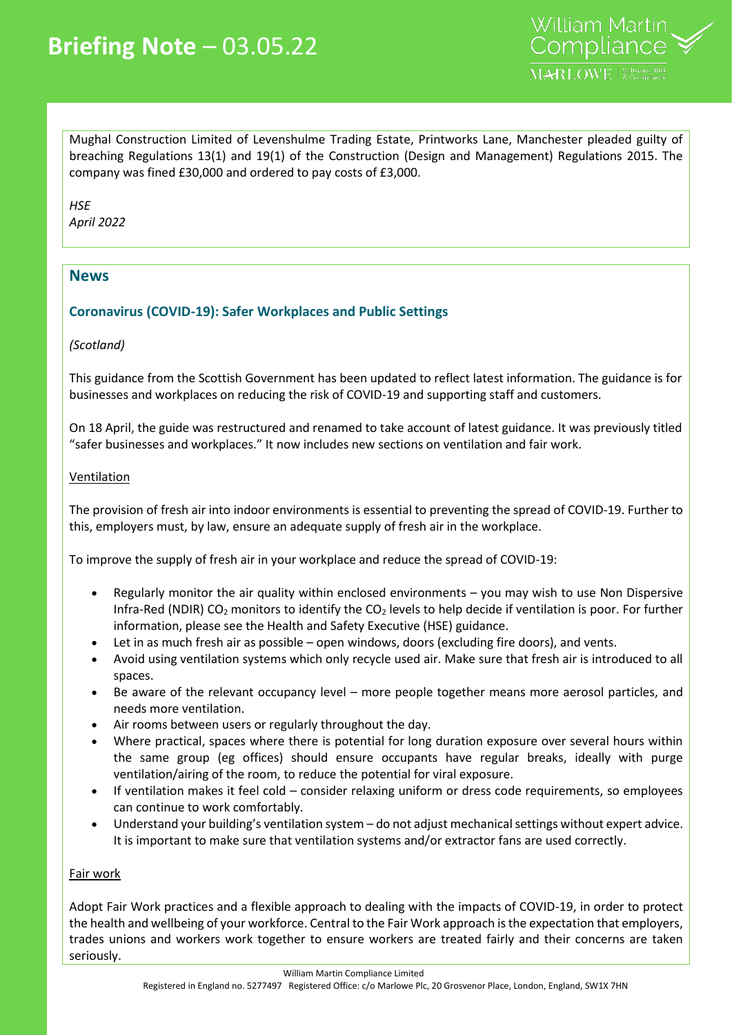Mughal Construction Limited of Levenshulme Trading Estate, Printworks Lane, Manchester pleaded guilty of breaching Regulations 13(1) and 19(1) of the Construction (Design and Management) Regulations 2015. The company was fined £30,000 and ordered to pay costs of £3,000.

*HSE*
*April 2022*

## News

### Coronavirus (COVID-19): Safer Workplaces and Public Settings

*(Scotland)*

This guidance from the Scottish Government has been updated to reflect latest information. The guidance is for businesses and workplaces on reducing the risk of COVID-19 and supporting staff and customers.

On 18 April, the guide was restructured and renamed to take account of latest guidance. It was previously titled "safer businesses and workplaces." It now includes new sections on ventilation and fair work.

Ventilation

The provision of fresh air into indoor environments is essential to preventing the spread of COVID-19. Further to this, employers must, by law, ensure an adequate supply of fresh air in the workplace.

To improve the supply of fresh air in your workplace and reduce the spread of COVID-19:

- Regularly monitor the air quality within enclosed environments – you may wish to use Non Dispersive Infra-Red (NDIR) $CO_2$ monitors to identify the $CO_2$ levels to help decide if ventilation is poor. For further information, please see the Health and Safety Executive (HSE) guidance.
- Let in as much fresh air as possible – open windows, doors (excluding fire doors), and vents.
- Avoid using ventilation systems which only recycle used air. Make sure that fresh air is introduced to all spaces.
- Be aware of the relevant occupancy level – more people together means more aerosol particles, and needs more ventilation.
- Air rooms between users or regularly throughout the day.
- Where practical, spaces where there is potential for long duration exposure over several hours within the same group (eg offices) should ensure occupants have regular breaks, ideally with purge ventilation/airing of the room, to reduce the potential for viral exposure.
- If ventilation makes it feel cold – consider relaxing uniform or dress code requirements, so employees can continue to work comfortably.
- Understand your building's ventilation system – do not adjust mechanical settings without expert advice. It is important to make sure that ventilation systems and/or extractor fans are used correctly.

Fair work

Adopt Fair Work practices and a flexible approach to dealing with the impacts of COVID-19, in order to protect the health and wellbeing of your workforce. Central to the Fair Work approach is the expectation that employers, trades unions and workers work together to ensure workers are treated fairly and their concerns are taken seriously.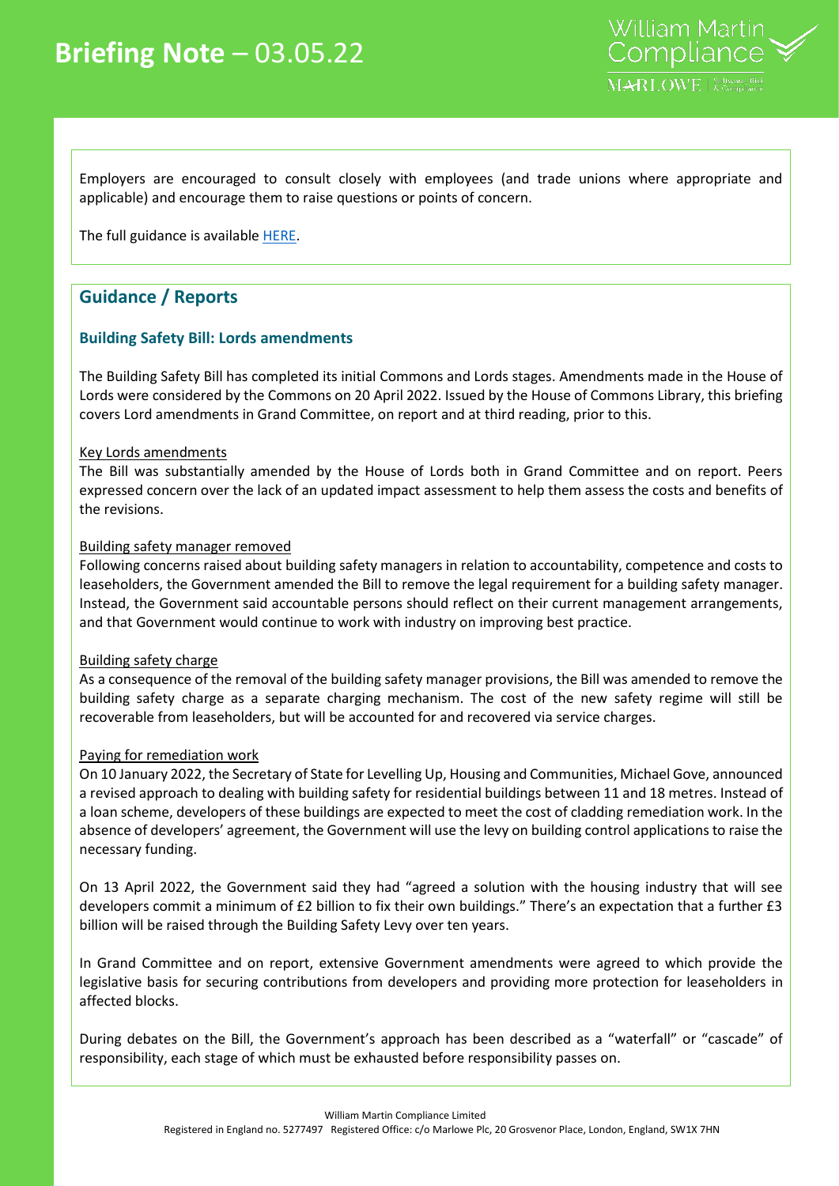Employers are encouraged to consult closely with employees (and trade unions where appropriate and applicable) and encourage them to raise questions or points of concern.

The full guidance is available HERE.

## Guidance / Reports

### Building Safety Bill: Lords amendments

The Building Safety Bill has completed its initial Commons and Lords stages. Amendments made in the House of Lords were considered by the Commons on 20 April 2022. Issued by the House of Commons Library, this briefing covers Lord amendments in Grand Committee, on report and at third reading, prior to this.

Key Lords amendments

The Bill was substantially amended by the House of Lords both in Grand Committee and on report. Peers expressed concern over the lack of an updated impact assessment to help them assess the costs and benefits of the revisions.

Building safety manager removed

Following concerns raised about building safety managers in relation to accountability, competence and costs to leaseholders, the Government amended the Bill to remove the legal requirement for a building safety manager. Instead, the Government said accountable persons should reflect on their current management arrangements, and that Government would continue to work with industry on improving best practice.

Building safety charge

As a consequence of the removal of the building safety manager provisions, the Bill was amended to remove the building safety charge as a separate charging mechanism. The cost of the new safety regime will still be recoverable from leaseholders, but will be accounted for and recovered via service charges.

Paying for remediation work

On 10 January 2022, the Secretary of State for Levelling Up, Housing and Communities, Michael Gove, announced a revised approach to dealing with building safety for residential buildings between 11 and 18 metres. Instead of a loan scheme, developers of these buildings are expected to meet the cost of cladding remediation work. In the absence of developers' agreement, the Government will use the levy on building control applications to raise the necessary funding.

On 13 April 2022, the Government said they had "agreed a solution with the housing industry that will see developers commit a minimum of £2 billion to fix their own buildings." There's an expectation that a further £3 billion will be raised through the Building Safety Levy over ten years.

In Grand Committee and on report, extensive Government amendments were agreed to which provide the legislative basis for securing contributions from developers and providing more protection for leaseholders in affected blocks.

During debates on the Bill, the Government's approach has been described as a "waterfall" or "cascade" of responsibility, each stage of which must be exhausted before responsibility passes on.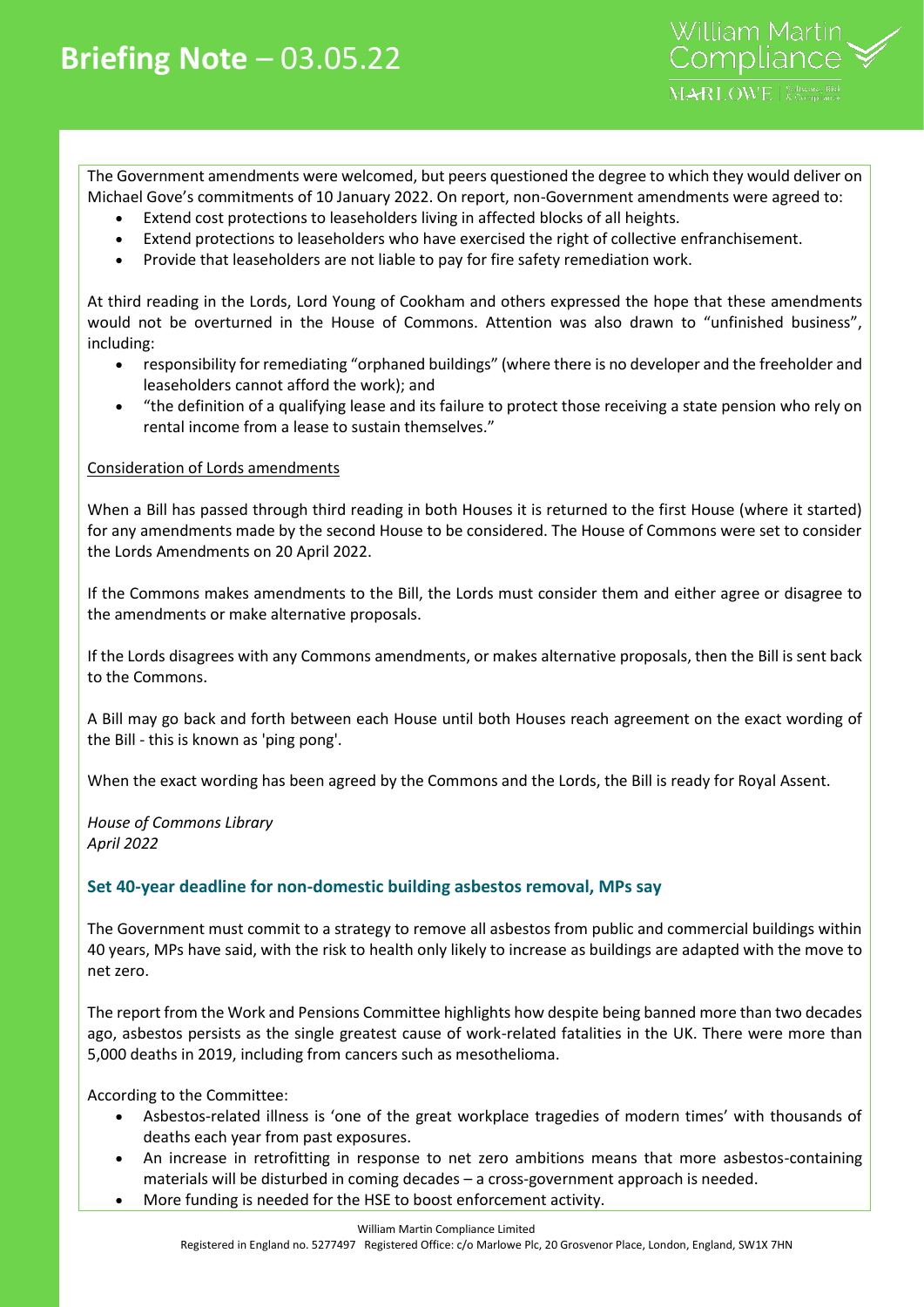The Government amendments were welcomed, but peers questioned the degree to which they would deliver on Michael Gove's commitments of 10 January 2022. On report, non-Government amendments were agreed to:

- Extend cost protections to leaseholders living in affected blocks of all heights.
- Extend protections to leaseholders who have exercised the right of collective enfranchisement.
- Provide that leaseholders are not liable to pay for fire safety remediation work.

At third reading in the Lords, Lord Young of Cookham and others expressed the hope that these amendments would not be overturned in the House of Commons. Attention was also drawn to "unfinished business", including:

- responsibility for remediating "orphaned buildings" (where there is no developer and the freeholder and leaseholders cannot afford the work); and
- "the definition of a qualifying lease and its failure to protect those receiving a state pension who rely on rental income from a lease to sustain themselves."

<u>Consideration of Lords amendments</u>

When a Bill has passed through third reading in both Houses it is returned to the first House (where it started) for any amendments made by the second House to be considered. The House of Commons were set to consider the Lords Amendments on 20 April 2022.

If the Commons makes amendments to the Bill, the Lords must consider them and either agree or disagree to the amendments or make alternative proposals.

If the Lords disagrees with any Commons amendments, or makes alternative proposals, then the Bill is sent back to the Commons.

A Bill may go back and forth between each House until both Houses reach agreement on the exact wording of the Bill - this is known as 'ping pong'.

When the exact wording has been agreed by the Commons and the Lords, the Bill is ready for Royal Assent.

*House of Commons Library*
*April 2022*

### Set 40-year deadline for non-domestic building asbestos removal, MPs say

The Government must commit to a strategy to remove all asbestos from public and commercial buildings within 40 years, MPs have said, with the risk to health only likely to increase as buildings are adapted with the move to net zero.

The report from the Work and Pensions Committee highlights how despite being banned more than two decades ago, asbestos persists as the single greatest cause of work-related fatalities in the UK. There were more than 5,000 deaths in 2019, including from cancers such as mesothelioma.

According to the Committee:

- Asbestos-related illness is 'one of the great workplace tragedies of modern times' with thousands of deaths each year from past exposures.
- An increase in retrofitting in response to net zero ambitions means that more asbestos-containing materials will be disturbed in coming decades – a cross-government approach is needed.
- More funding is needed for the HSE to boost enforcement activity.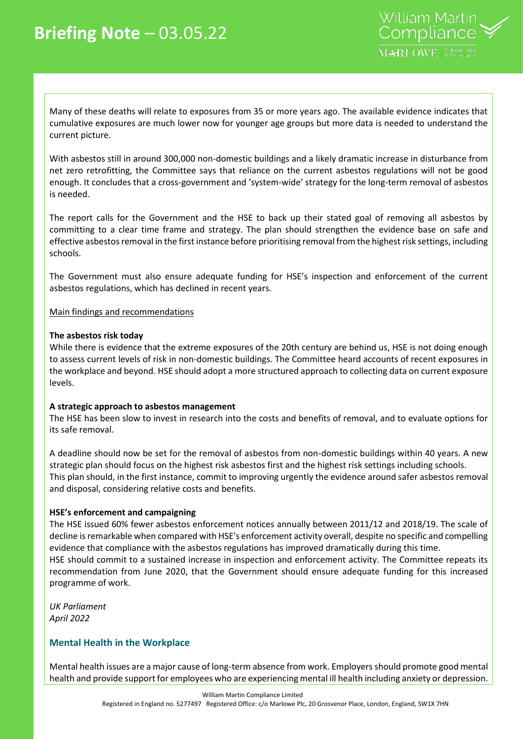Many of these deaths will relate to exposures from 35 or more years ago. The available evidence indicates that cumulative exposures are much lower now for younger age groups but more data is needed to understand the current picture.

With asbestos still in around 300,000 non-domestic buildings and a likely dramatic increase in disturbance from net zero retrofitting, the Committee says that reliance on the current asbestos regulations will not be good enough. It concludes that a cross-government and 'system-wide' strategy for the long-term removal of asbestos is needed.

The report calls for the Government and the HSE to back up their stated goal of removing all asbestos by committing to a clear time frame and strategy. The plan should strengthen the evidence base on safe and effective asbestos removal in the first instance before prioritising removal from the highest risk settings, including schools.

The Government must also ensure adequate funding for HSE's inspection and enforcement of the current asbestos regulations, which has declined in recent years.

Main findings and recommendations

**The asbestos risk today**

While there is evidence that the extreme exposures of the 20th century are behind us, HSE is not doing enough to assess current levels of risk in non-domestic buildings. The Committee heard accounts of recent exposures in the workplace and beyond. HSE should adopt a more structured approach to collecting data on current exposure levels.

**A strategic approach to asbestos management**

The HSE has been slow to invest in research into the costs and benefits of removal, and to evaluate options for its safe removal.

A deadline should now be set for the removal of asbestos from non-domestic buildings within 40 years. A new strategic plan should focus on the highest risk asbestos first and the highest risk settings including schools. This plan should, in the first instance, commit to improving urgently the evidence around safer asbestos removal and disposal, considering relative costs and benefits.

**HSE's enforcement and campaigning**

The HSE issued 60% fewer asbestos enforcement notices annually between 2011/12 and 2018/19. The scale of decline is remarkable when compared with HSE's enforcement activity overall, despite no specific and compelling evidence that compliance with the asbestos regulations has improved dramatically during this time.
HSE should commit to a sustained increase in inspection and enforcement activity. The Committee repeats its recommendation from June 2020, that the Government should ensure adequate funding for this increased programme of work.

*UK Parliament*
*April 2022*

### Mental Health in the Workplace

Mental health issues are a major cause of long-term absence from work. Employers should promote good mental health and provide support for employees who are experiencing mental ill health including anxiety or depression.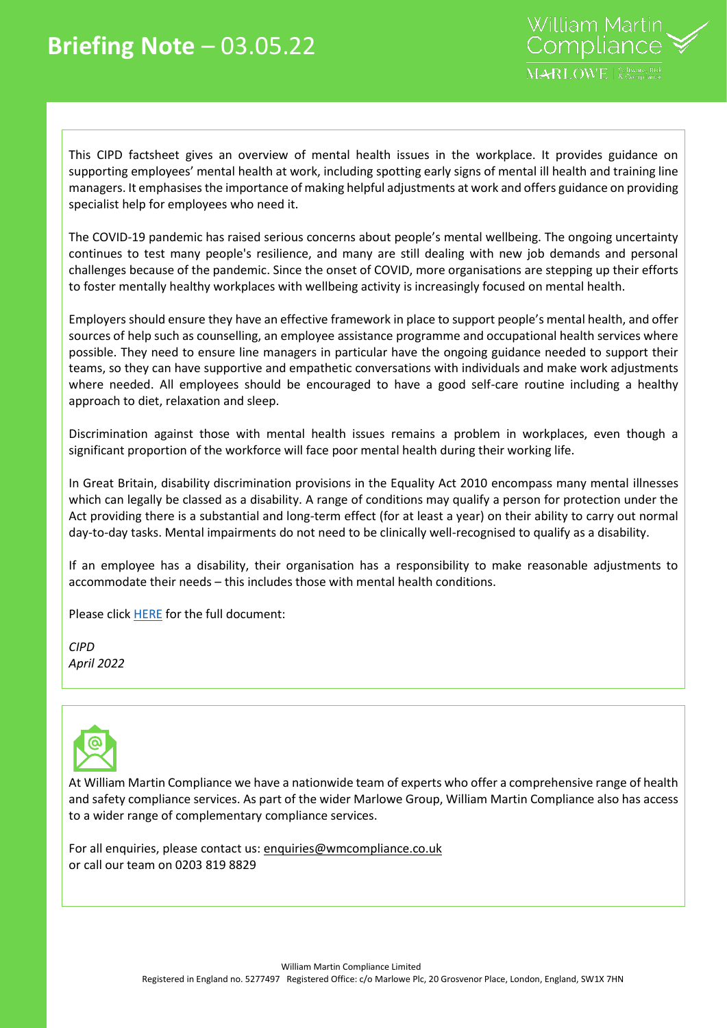# Briefing Note – 03.05.22

This CIPD factsheet gives an overview of mental health issues in the workplace. It provides guidance on supporting employees' mental health at work, including spotting early signs of mental ill health and training line managers. It emphasises the importance of making helpful adjustments at work and offers guidance on providing specialist help for employees who need it.

The COVID-19 pandemic has raised serious concerns about people's mental wellbeing. The ongoing uncertainty continues to test many people's resilience, and many are still dealing with new job demands and personal challenges because of the pandemic. Since the onset of COVID, more organisations are stepping up their efforts to foster mentally healthy workplaces with wellbeing activity is increasingly focused on mental health.

Employers should ensure they have an effective framework in place to support people's mental health, and offer sources of help such as counselling, an employee assistance programme and occupational health services where possible. They need to ensure line managers in particular have the ongoing guidance needed to support their teams, so they can have supportive and empathetic conversations with individuals and make work adjustments where needed. All employees should be encouraged to have a good self-care routine including a healthy approach to diet, relaxation and sleep.

Discrimination against those with mental health issues remains a problem in workplaces, even though a significant proportion of the workforce will face poor mental health during their working life.

In Great Britain, disability discrimination provisions in the Equality Act 2010 encompass many mental illnesses which can legally be classed as a disability. A range of conditions may qualify a person for protection under the Act providing there is a substantial and long-term effect (for at least a year) on their ability to carry out normal day-to-day tasks. Mental impairments do not need to be clinically well-recognised to qualify as a disability.

If an employee has a disability, their organisation has a responsibility to make reasonable adjustments to accommodate their needs – this includes those with mental health conditions.

Please click HERE for the full document:

*CIPD*
*April 2022*

At William Martin Compliance we have a nationwide team of experts who offer a comprehensive range of health and safety compliance services. As part of the wider Marlowe Group, William Martin Compliance also has access to a wider range of complementary compliance services.

For all enquiries, please contact us: enquiries@wmcompliance.co.uk
or call our team on 0203 819 8829

William Martin Compliance Limited
Registered in England no. 5277497 Registered Office: c/o Marlowe Plc, 20 Grosvenor Place, London, England, SW1X 7HN